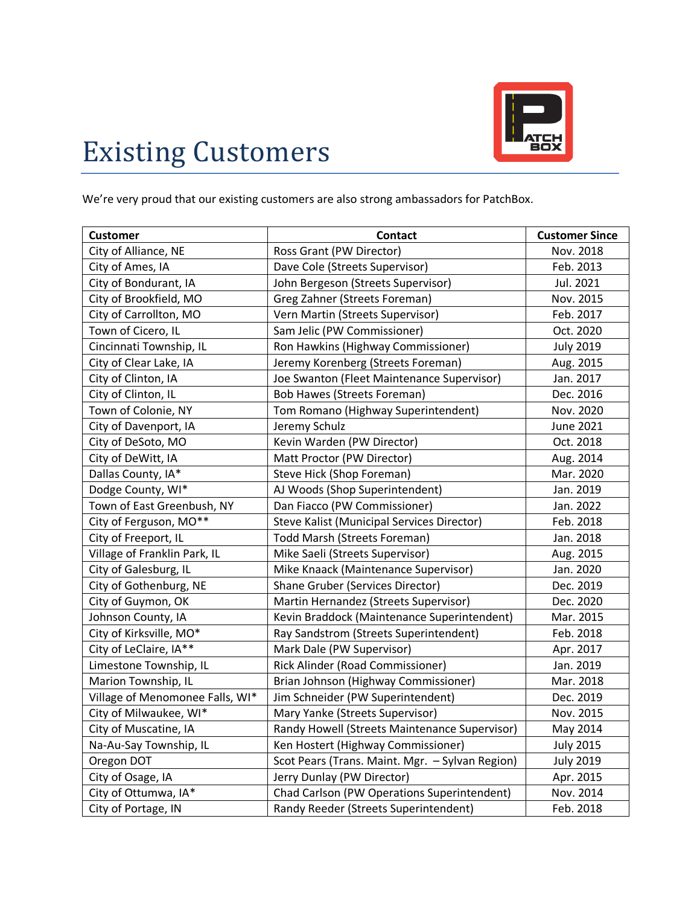# Existing Customers

We're very proud that our existing customers are also strong ambassadors for PatchBox.

| Customer | Contact | Customer Since |
|---|---|---|
| City of Alliance, NE | Ross Grant (PW Director) | Nov. 2018 |
| City of Ames, IA | Dave Cole (Streets Supervisor) | Feb. 2013 |
| City of Bondurant, IA | John Bergeson (Streets Supervisor) | Jul. 2021 |
| City of Brookfield, MO | Greg Zahner (Streets Foreman) | Nov. 2015 |
| City of Carrollton, MO | Vern Martin (Streets Supervisor) | Feb. 2017 |
| Town of Cicero, IL | Sam Jelic (PW Commissioner) | Oct. 2020 |
| Cincinnati Township, IL | Ron Hawkins (Highway Commissioner) | July 2019 |
| City of Clear Lake, IA | Jeremy Korenberg (Streets Foreman) | Aug. 2015 |
| City of Clinton, IA | Joe Swanton (Fleet Maintenance Supervisor) | Jan. 2017 |
| City of Clinton, IL | Bob Hawes (Streets Foreman) | Dec. 2016 |
| Town of Colonie, NY | Tom Romano (Highway Superintendent) | Nov. 2020 |
| City of Davenport, IA | Jeremy Schulz | June 2021 |
| City of DeSoto, MO | Kevin Warden (PW Director) | Oct. 2018 |
| City of DeWitt, IA | Matt Proctor (PW Director) | Aug. 2014 |
| Dallas County, IA* | Steve Hick (Shop Foreman) | Mar. 2020 |
| Dodge County, WI* | AJ Woods (Shop Superintendent) | Jan. 2019 |
| Town of East Greenbush, NY | Dan Fiacco (PW Commissioner) | Jan. 2022 |
| City of Ferguson, MO** | Steve Kalist (Municipal Services Director) | Feb. 2018 |
| City of Freeport, IL | Todd Marsh (Streets Foreman) | Jan. 2018 |
| Village of Franklin Park, IL | Mike Saeli (Streets Supervisor) | Aug. 2015 |
| City of Galesburg, IL | Mike Knaack (Maintenance Supervisor) | Jan. 2020 |
| City of Gothenburg, NE | Shane Gruber (Services Director) | Dec. 2019 |
| City of Guymon, OK | Martin Hernandez (Streets Supervisor) | Dec. 2020 |
| Johnson County, IA | Kevin Braddock (Maintenance Superintendent) | Mar. 2015 |
| City of Kirksville, MO* | Ray Sandstrom (Streets Superintendent) | Feb. 2018 |
| City of LeClaire, IA** | Mark Dale (PW Supervisor) | Apr. 2017 |
| Limestone Township, IL | Rick Alinder (Road Commissioner) | Jan. 2019 |
| Marion Township, IL | Brian Johnson (Highway Commissioner) | Mar. 2018 |
| Village of Menomonee Falls, WI* | Jim Schneider (PW Superintendent) | Dec. 2019 |
| City of Milwaukee, WI* | Mary Yanke (Streets Supervisor) | Nov. 2015 |
| City of Muscatine, IA | Randy Howell (Streets Maintenance Supervisor) | May 2014 |
| Na-Au-Say Township, IL | Ken Hostert (Highway Commissioner) | July 2015 |
| Oregon DOT | Scot Pears (Trans. Maint. Mgr. – Sylvan Region) | July 2019 |
| City of Osage, IA | Jerry Dunlay (PW Director) | Apr. 2015 |
| City of Ottumwa, IA* | Chad Carlson (PW Operations Superintendent) | Nov. 2014 |
| City of Portage, IN | Randy Reeder (Streets Superintendent) | Feb. 2018 |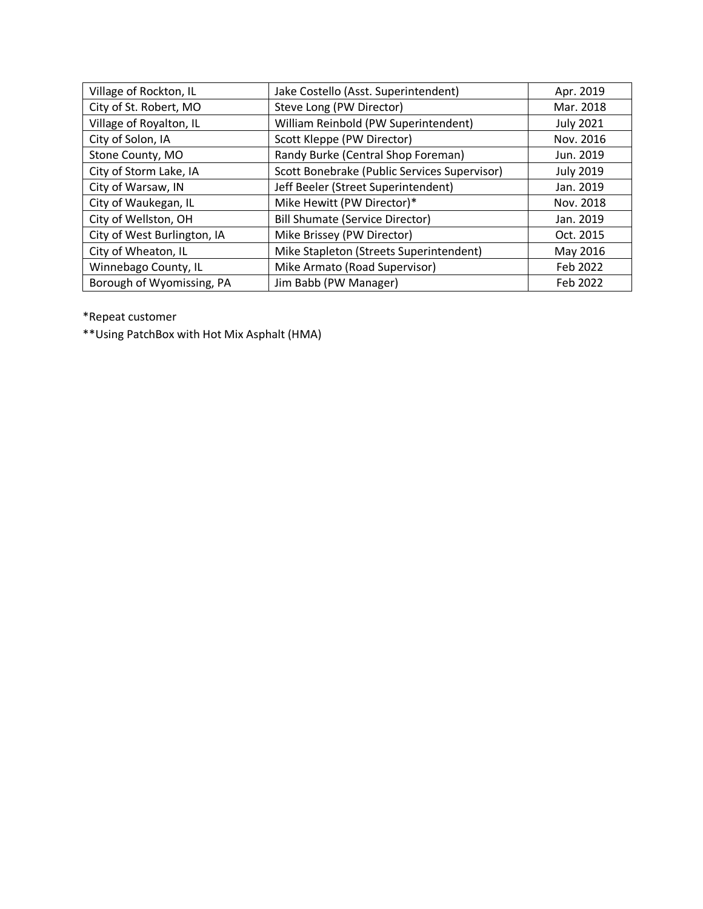| | | |
|---|---|---|
| Village of Rockton, IL | Jake Costello (Asst. Superintendent) | Apr. 2019 |
| City of St. Robert, MO | Steve Long (PW Director) | Mar. 2018 |
| Village of Royalton, IL | William Reinbold (PW Superintendent) | July 2021 |
| City of Solon, IA | Scott Kleppe (PW Director) | Nov. 2016 |
| Stone County, MO | Randy Burke (Central Shop Foreman) | Jun. 2019 |
| City of Storm Lake, IA | Scott Bonebrake (Public Services Supervisor) | July 2019 |
| City of Warsaw, IN | Jeff Beeler (Street Superintendent) | Jan. 2019 |
| City of Waukegan, IL | Mike Hewitt (PW Director)* | Nov. 2018 |
| City of Wellston, OH | Bill Shumate (Service Director) | Jan. 2019 |
| City of West Burlington, IA | Mike Brissey (PW Director) | Oct. 2015 |
| City of Wheaton, IL | Mike Stapleton (Streets Superintendent) | May 2016 |
| Winnebago County, IL | Mike Armato (Road Supervisor) | Feb 2022 |
| Borough of Wyomissing, PA | Jim Babb (PW Manager) | Feb 2022 |

*Repeat customer

**Using PatchBox with Hot Mix Asphalt (HMA)